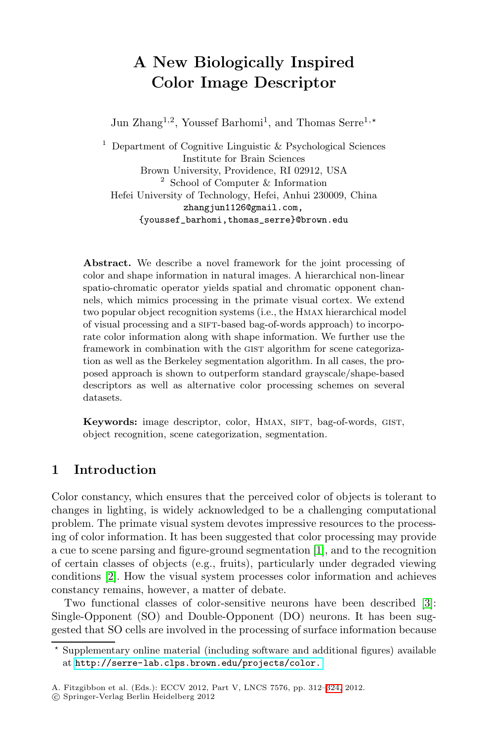# A New Biologically Inspired Color Image Descriptor

Jun Zhang[1,2], Youssef Barhomi[1], and Thomas Serre[1,⋆]

[1] Department of Cognitive Linguistic & Psychological Sciences
Institute for Brain Sciences
Brown University, Providence, RI 02912, USA
[2] School of Computer & Information
Hefei University of Technology, Hefei, Anhui 230009, China
zhangjun1126@gmail.com,
{youssef_barhomi,thomas_serre}@brown.edu

**Abstract.** We describe a novel framework for the joint processing of color and shape information in natural images. A hierarchical non-linear spatio-chromatic operator yields spatial and chromatic opponent channels, which mimics processing in the primate visual cortex. We extend two popular object recognition systems (i.e., the HMAX hierarchical model of visual processing and a SIFT-based bag-of-words approach) to incorporate color information along with shape information. We further use the framework in combination with the GIST algorithm for scene categorization as well as the Berkeley segmentation algorithm. In all cases, the proposed approach is shown to outperform standard grayscale/shape-based descriptors as well as alternative color processing schemes on several datasets.

**Keywords:** image descriptor, color, HMAX, SIFT, bag-of-words, GIST, object recognition, scene categorization, segmentation.

## 1 Introduction

Color constancy, which ensures that the perceived color of objects is tolerant to changes in lighting, is widely acknowledged to be a challenging computational problem. The primate visual system devotes impressive resources to the processing of color information. It has been suggested that color processing may provide a cue to scene parsing and figure-ground segmentation [1], and to the recognition of certain classes of objects (e.g., fruits), particularly under degraded viewing conditions [2]. How the visual system processes color information and achieves constancy remains, however, a matter of debate.

Two functional classes of color-sensitive neurons have been described [3]: Single-Opponent (SO) and Double-Opponent (DO) neurons. It has been suggested that SO cells are involved in the processing of surface information because

⋆ Supplementary online material (including software and additional figures) available at http://serre-lab.clps.brown.edu/projects/color.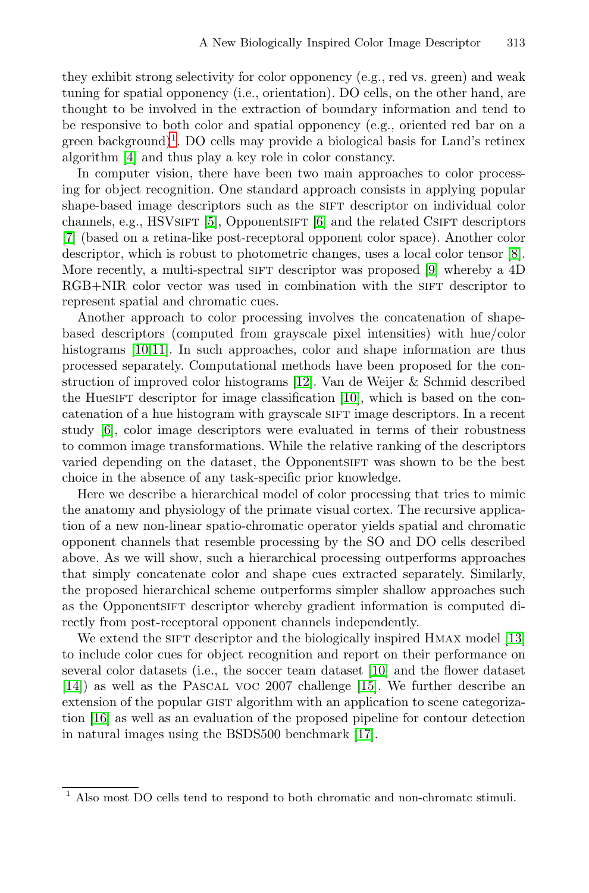they exhibit strong selectivity for color opponency (e.g., red vs. green) and weak tuning for spatial opponency (i.e., orientation). DO cells, on the other hand, are thought to be involved in the extraction of boundary information and tend to be responsive to both color and spatial opponency (e.g., oriented red bar on a green background)[1]. DO cells may provide a biological basis for Land's retinex algorithm [4] and thus play a key role in color constancy.

In computer vision, there have been two main approaches to color processing for object recognition. One standard approach consists in applying popular shape-based image descriptors such as the SIFT descriptor on individual color channels, e.g., HSVSIFT [5], OpponentSIFT [6] and the related CSIFT descriptors [7] (based on a retina-like post-receptoral opponent color space). Another color descriptor, which is robust to photometric changes, uses a local color tensor [8]. More recently, a multi-spectral SIFT descriptor was proposed [9] whereby a 4D RGB+NIR color vector was used in combination with the SIFT descriptor to represent spatial and chromatic cues.

Another approach to color processing involves the concatenation of shape-based descriptors (computed from grayscale pixel intensities) with hue/color histograms [10,11]. In such approaches, color and shape information are thus processed separately. Computational methods have been proposed for the construction of improved color histograms [12]. Van de Weijer & Schmid described the HueSIFT descriptor for image classification [10], which is based on the concatenation of a hue histogram with grayscale SIFT image descriptors. In a recent study [6], color image descriptors were evaluated in terms of their robustness to common image transformations. While the relative ranking of the descriptors varied depending on the dataset, the OpponentSIFT was shown to be the best choice in the absence of any task-specific prior knowledge.

Here we describe a hierarchical model of color processing that tries to mimic the anatomy and physiology of the primate visual cortex. The recursive application of a new non-linear spatio-chromatic operator yields spatial and chromatic opponent channels that resemble processing by the SO and DO cells described above. As we will show, such a hierarchical processing outperforms approaches that simply concatenate color and shape cues extracted separately. Similarly, the proposed hierarchical scheme outperforms simpler shallow approaches such as the OpponentSIFT descriptor whereby gradient information is computed directly from post-receptoral opponent channels independently.

We extend the SIFT descriptor and the biologically inspired HMAX model [13] to include color cues for object recognition and report on their performance on several color datasets (i.e., the soccer team dataset [10] and the flower dataset [14]) as well as the PASCAL VOC 2007 challenge [15]. We further describe an extension of the popular GIST algorithm with an application to scene categorization [16] as well as an evaluation of the proposed pipeline for contour detection in natural images using the BSDS500 benchmark [17].

[1] Also most DO cells tend to respond to both chromatic and non-chromatc stimuli.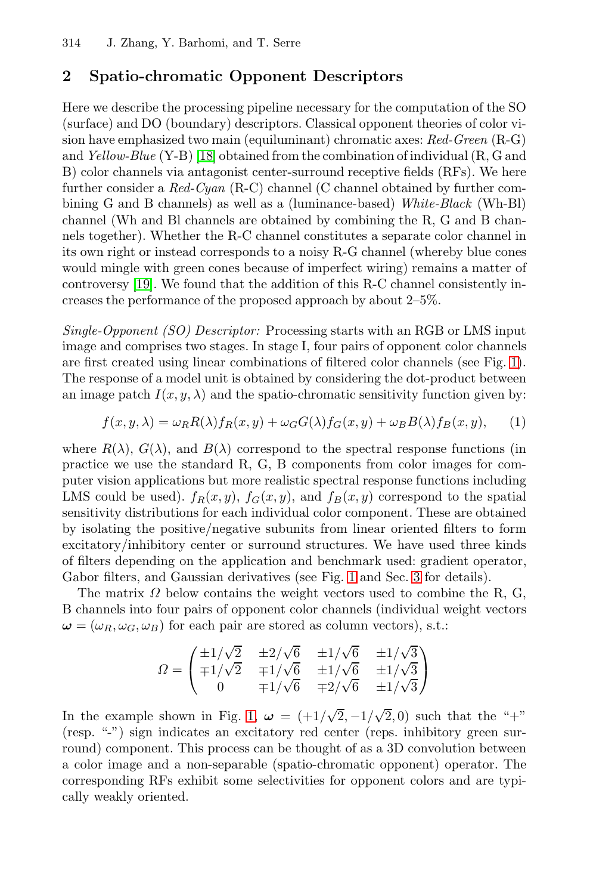## 2 Spatio-chromatic Opponent Descriptors

Here we describe the processing pipeline necessary for the computation of the SO (surface) and DO (boundary) descriptors. Classical opponent theories of color vision have emphasized two main (equiluminant) chromatic axes: *Red-Green* (R-G) and *Yellow-Blue* (Y-B) [18] obtained from the combination of individual (R, G and B) color channels via antagonist center-surround receptive fields (RFs). We here further consider a *Red-Cyan* (R-C) channel (C channel obtained by further combining G and B channels) as well as a (luminance-based) *White-Black* (Wh-Bl) channel (Wh and Bl channels are obtained by combining the R, G and B channels together). Whether the R-C channel constitutes a separate color channel in its own right or instead corresponds to a noisy R-G channel (whereby blue cones would mingle with green cones because of imperfect wiring) remains a matter of controversy [19]. We found that the addition of this R-C channel consistently increases the performance of the proposed approach by about 2–5%.

*Single-Opponent (SO) Descriptor:* Processing starts with an RGB or LMS input image and comprises two stages. In stage I, four pairs of opponent color channels are first created using linear combinations of filtered color channels (see Fig. 1). The response of a model unit is obtained by considering the dot-product between an image patch $I(x, y, \lambda)$ and the spatio-chromatic sensitivity function given by:

$$f(x, y, \lambda) = \omega_R R(\lambda) f_R(x, y) + \omega_G G(\lambda) f_G(x, y) + \omega_B B(\lambda) f_B(x, y), \qquad (1)$$

where $R(\lambda)$, $G(\lambda)$, and $B(\lambda)$ correspond to the spectral response functions (in practice we use the standard R, G, B components from color images for computer vision applications but more realistic spectral response functions including LMS could be used). $f_R(x, y)$, $f_G(x, y)$, and $f_B(x, y)$ correspond to the spatial sensitivity distributions for each individual color component. These are obtained by isolating the positive/negative subunits from linear oriented filters to form excitatory/inhibitory center or surround structures. We have used three kinds of filters depending on the application and benchmark used: gradient operator, Gabor filters, and Gaussian derivatives (see Fig. 1 and Sec. 3 for details).

The matrix $\Omega$ below contains the weight vectors used to combine the R, G, B channels into four pairs of opponent color channels (individual weight vectors $\boldsymbol{\omega} = (\omega_R, \omega_G, \omega_B)$ for each pair are stored as column vectors), s.t.:

$$\Omega = \begin{pmatrix} \pm 1/\sqrt{2} & \pm 2/\sqrt{6} & \pm 1/\sqrt{6} & \pm 1/\sqrt{3} \\ \mp 1/\sqrt{2} & \mp 1/\sqrt{6} & \pm 1/\sqrt{6} & \pm 1/\sqrt{3} \\ 0 & \mp 1/\sqrt{6} & \mp 2/\sqrt{6} & \pm 1/\sqrt{3} \end{pmatrix}$$

In the example shown in Fig. 1, $\boldsymbol{\omega} = (+1/\sqrt{2}, -1/\sqrt{2}, 0)$ such that the "+" (resp. "-") sign indicates an excitatory red center (reps. inhibitory green surround) component. This process can be thought of as a 3D convolution between a color image and a non-separable (spatio-chromatic opponent) operator. The corresponding RFs exhibit some selectivities for opponent colors and are typically weakly oriented.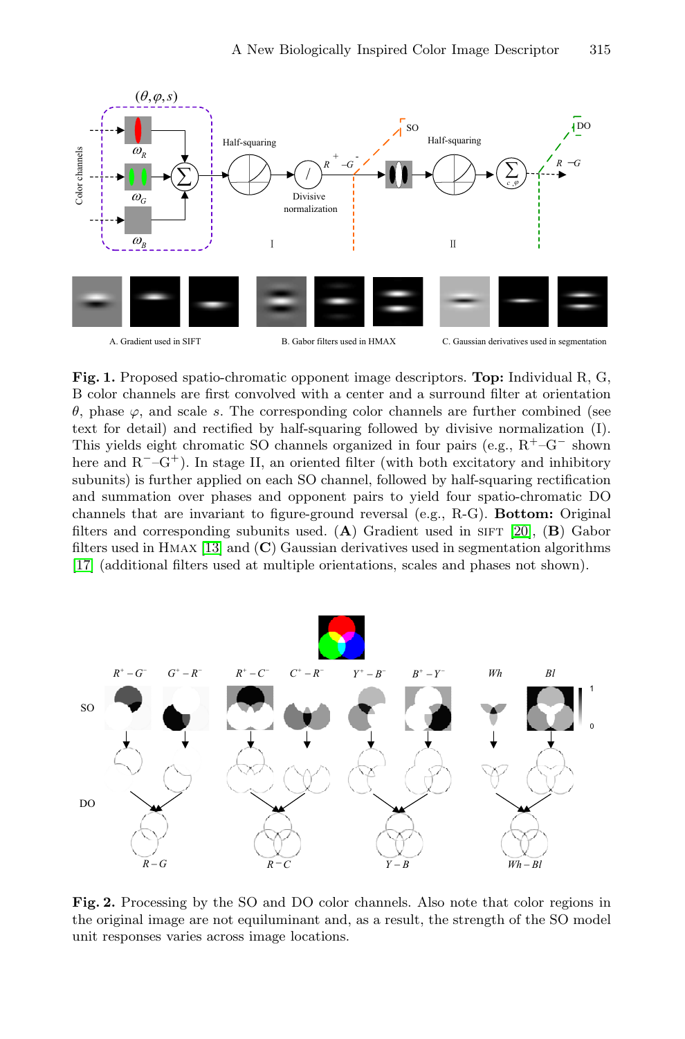**Fig. 1.** Proposed spatio-chromatic opponent image descriptors. **Top:** Individual R, G, B color channels are first convolved with a center and a surround filter at orientation $\theta$, phase $\varphi$, and scale $s$. The corresponding color channels are further combined (see text for detail) and rectified by half-squaring followed by divisive normalization (I). This yields eight chromatic SO channels organized in four pairs (e.g., $R^+$–$G^-$ shown here and $R^-$–$G^+$). In stage II, an oriented filter (with both excitatory and inhibitory subunits) is further applied on each SO channel, followed by half-squaring rectification and summation over phases and opponent pairs to yield four spatio-chromatic DO channels that are invariant to figure-ground reversal (e.g., R-G). **Bottom:** Original filters and corresponding subunits used. (**A**) Gradient used in SIFT [20], (**B**) Gabor filters used in HMAX [13] and (**C**) Gaussian derivatives used in segmentation algorithms [17] (additional filters used at multiple orientations, scales and phases not shown).

**Fig. 2.** Processing by the SO and DO color channels. Also note that color regions in the original image are not equiluminant and, as a result, the strength of the SO model unit responses varies across image locations.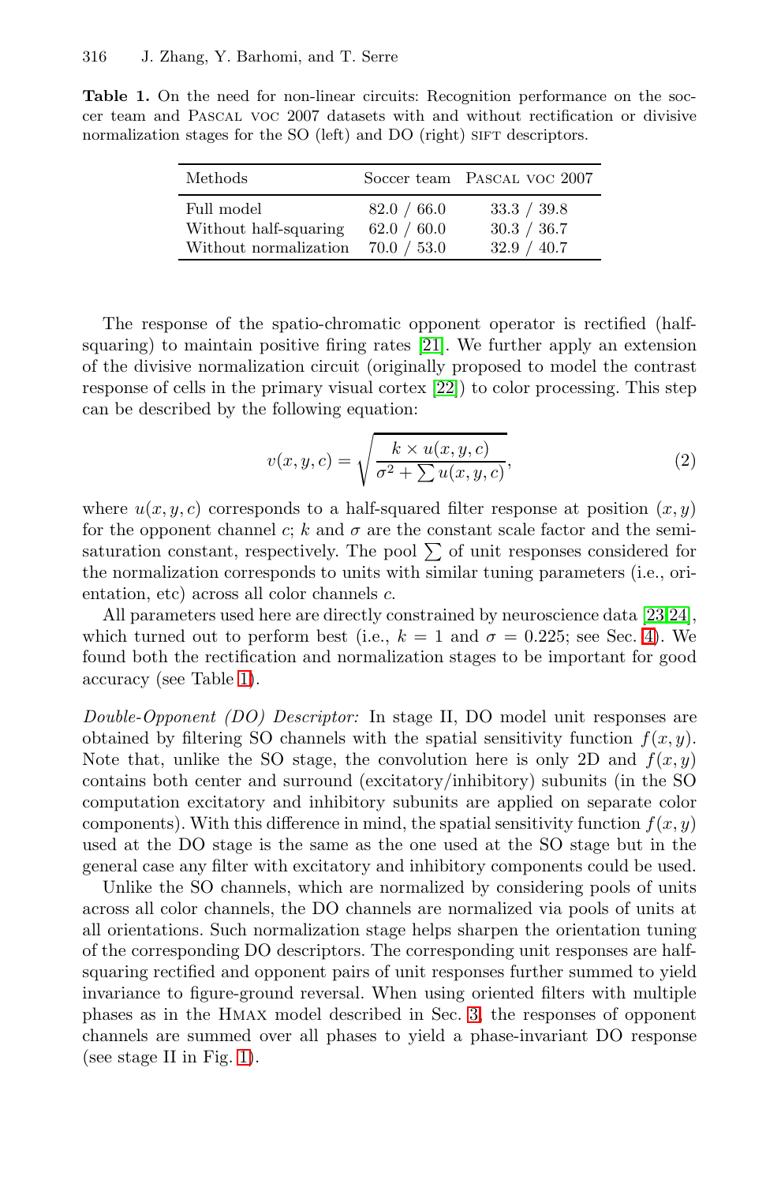**Table 1.** On the need for non-linear circuits: Recognition performance on the soccer team and PASCAL VOC 2007 datasets with and without rectification or divisive normalization stages for the SO (left) and DO (right) SIFT descriptors.

| Methods | Soccer team | PASCAL VOC 2007 |
|---|---|---|
| Full model | 82.0 / 66.0 | 33.3 / 39.8 |
| Without half-squaring | 62.0 / 60.0 | 30.3 / 36.7 |
| Without normalization | 70.0 / 53.0 | 32.9 / 40.7 |

The response of the spatio-chromatic opponent operator is rectified (half-squaring) to maintain positive firing rates [21]. We further apply an extension of the divisive normalization circuit (originally proposed to model the contrast response of cells in the primary visual cortex [22]) to color processing. This step can be described by the following equation:

$$v(x, y, c) = \sqrt{\frac{k \times u(x, y, c)}{\sigma^2 + \sum u(x, y, c)}}, \tag{2}$$

where $u(x, y, c)$ corresponds to a half-squared filter response at position $(x, y)$ for the opponent channel $c$; $k$ and $\sigma$ are the constant scale factor and the semi-saturation constant, respectively. The pool $\sum$ of unit responses considered for the normalization corresponds to units with similar tuning parameters (i.e., orientation, etc) across all color channels $c$.

All parameters used here are directly constrained by neuroscience data [23,24], which turned out to perform best (i.e., $k = 1$ and $\sigma = 0.225$; see Sec. 4). We found both the rectification and normalization stages to be important for good accuracy (see Table 1).

*Double-Opponent (DO) Descriptor:* In stage II, DO model unit responses are obtained by filtering SO channels with the spatial sensitivity function $f(x, y)$. Note that, unlike the SO stage, the convolution here is only 2D and $f(x, y)$ contains both center and surround (excitatory/inhibitory) subunits (in the SO computation excitatory and inhibitory subunits are applied on separate color components). With this difference in mind, the spatial sensitivity function $f(x, y)$ used at the DO stage is the same as the one used at the SO stage but in the general case any filter with excitatory and inhibitory components could be used.

Unlike the SO channels, which are normalized by considering pools of units across all color channels, the DO channels are normalized via pools of units at all orientations. Such normalization stage helps sharpen the orientation tuning of the corresponding DO descriptors. The corresponding unit responses are half-squaring rectified and opponent pairs of unit responses further summed to yield invariance to figure-ground reversal. When using oriented filters with multiple phases as in the HMAX model described in Sec. 3, the responses of opponent channels are summed over all phases to yield a phase-invariant DO response (see stage II in Fig. 1).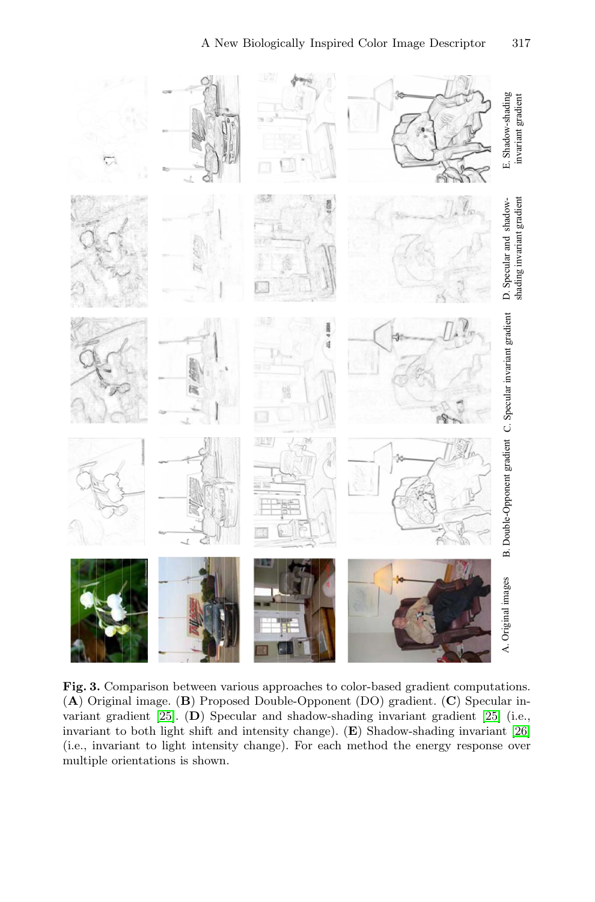**Fig. 3.** Comparison between various approaches to color-based gradient computations. (**A**) Original image. (**B**) Proposed Double-Opponent (DO) gradient. (**C**) Specular invariant gradient [25]. (**D**) Specular and shadow-shading invariant gradient [25] (i.e., invariant to both light shift and intensity change). (**E**) Shadow-shading invariant [26] (i.e., invariant to light intensity change). For each method the energy response over multiple orientations is shown.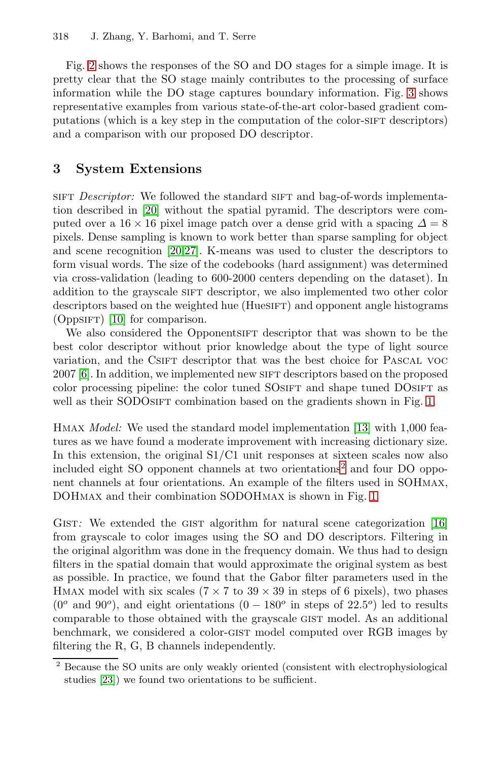Fig. 2 shows the responses of the SO and DO stages for a simple image. It is pretty clear that the SO stage mainly contributes to the processing of surface information while the DO stage captures boundary information. Fig. 3 shows representative examples from various state-of-the-art color-based gradient computations (which is a key step in the computation of the color-SIFT descriptors) and a comparison with our proposed DO descriptor.

## 3 System Extensions

SIFT *Descriptor:* We followed the standard SIFT and bag-of-words implementation described in [20] without the spatial pyramid. The descriptors were computed over a $16 \times 16$ pixel image patch over a dense grid with a spacing $\Delta = 8$ pixels. Dense sampling is known to work better than sparse sampling for object and scene recognition [20,27]. K-means was used to cluster the descriptors to form visual words. The size of the codebooks (hard assignment) was determined via cross-validation (leading to 600-2000 centers depending on the dataset). In addition to the grayscale SIFT descriptor, we also implemented two other color descriptors based on the weighted hue (HueSIFT) and opponent angle histograms (OppSIFT) [10] for comparison.

We also considered the OpponentSIFT descriptor that was shown to be the best color descriptor without prior knowledge about the type of light source variation, and the CSIFT descriptor that was the best choice for PASCAL VOC 2007 [6]. In addition, we implemented new SIFT descriptors based on the proposed color processing pipeline: the color tuned SOSIFT and shape tuned DOSIFT as well as their SODOSIFT combination based on the gradients shown in Fig. 1.

HMAX *Model:* We used the standard model implementation [13] with 1,000 features as we have found a moderate improvement with increasing dictionary size. In this extension, the original S1/C1 unit responses at sixteen scales now also included eight SO opponent channels at two orientations[2] and four DO opponent channels at four orientations. An example of the filters used in SOHMAX, DOHMAX and their combination SODOHMAX is shown in Fig. 1.

GIST*:* We extended the GIST algorithm for natural scene categorization [16] from grayscale to color images using the SO and DO descriptors. Filtering in the original algorithm was done in the frequency domain. We thus had to design filters in the spatial domain that would approximate the original system as best as possible. In practice, we found that the Gabor filter parameters used in the HMAX model with six scales ($7 \times 7$ to $39 \times 39$ in steps of 6 pixels), two phases ($0^o$ and $90^o$), and eight orientations ($0 - 180^o$ in steps of $22.5^o$) led to results comparable to those obtained with the grayscale GIST model. As an additional benchmark, we considered a color-GIST model computed over RGB images by filtering the R, G, B channels independently.

[2] Because the SO units are only weakly oriented (consistent with electrophysiological studies [23]) we found two orientations to be sufficient.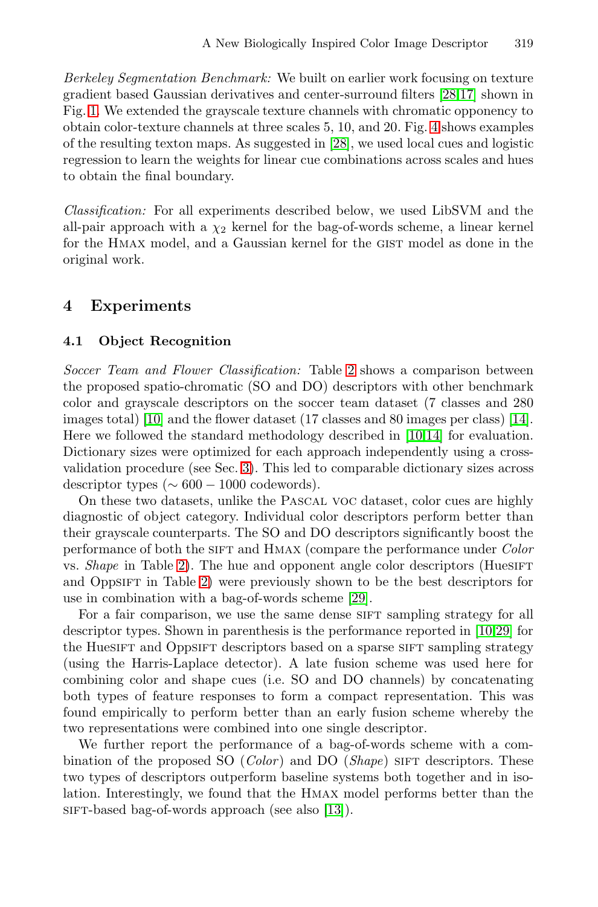*Berkeley Segmentation Benchmark:* We built on earlier work focusing on texture gradient based Gaussian derivatives and center-surround filters [28,17] shown in Fig. 1. We extended the grayscale texture channels with chromatic opponency to obtain color-texture channels at three scales 5, 10, and 20. Fig. 4 shows examples of the resulting texton maps. As suggested in [28], we used local cues and logistic regression to learn the weights for linear cue combinations across scales and hues to obtain the final boundary.

*Classification:* For all experiments described below, we used LibSVM and the all-pair approach with a $\chi_2$ kernel for the bag-of-words scheme, a linear kernel for the HMAX model, and a Gaussian kernel for the GIST model as done in the original work.

## 4 Experiments

### 4.1 Object Recognition

*Soccer Team and Flower Classification:* Table 2 shows a comparison between the proposed spatio-chromatic (SO and DO) descriptors with other benchmark color and grayscale descriptors on the soccer team dataset (7 classes and 280 images total) [10] and the flower dataset (17 classes and 80 images per class) [14]. Here we followed the standard methodology described in [10,14] for evaluation. Dictionary sizes were optimized for each approach independently using a cross-validation procedure (see Sec. 3). This led to comparable dictionary sizes across descriptor types ($\sim 600 - 1000$ codewords).

On these two datasets, unlike the PASCAL VOC dataset, color cues are highly diagnostic of object category. Individual color descriptors perform better than their grayscale counterparts. The SO and DO descriptors significantly boost the performance of both the SIFT and HMAX (compare the performance under *Color* vs. *Shape* in Table 2). The hue and opponent angle color descriptors (HueSIFT and OppSIFT in Table 2) were previously shown to be the best descriptors for use in combination with a bag-of-words scheme [29].

For a fair comparison, we use the same dense SIFT sampling strategy for all descriptor types. Shown in parenthesis is the performance reported in [10,29] for the HueSIFT and OppSIFT descriptors based on a sparse SIFT sampling strategy (using the Harris-Laplace detector). A late fusion scheme was used here for combining color and shape cues (i.e. SO and DO channels) by concatenating both types of feature responses to form a compact representation. This was found empirically to perform better than an early fusion scheme whereby the two representations were combined into one single descriptor.

We further report the performance of a bag-of-words scheme with a combination of the proposed SO (*Color*) and DO (*Shape*) SIFT descriptors. These two types of descriptors outperform baseline systems both together and in isolation. Interestingly, we found that the HMAX model performs better than the SIFT-based bag-of-words approach (see also [13]).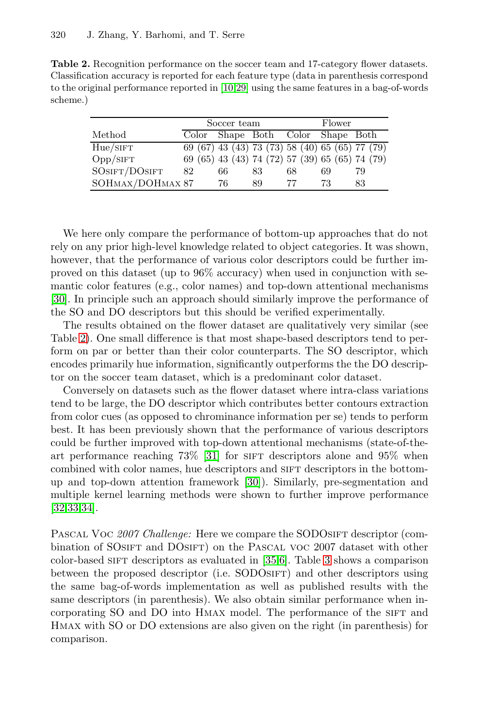**Table 2.** Recognition performance on the soccer team and 17-category flower datasets. Classification accuracy is reported for each feature type (data in parenthesis correspond to the original performance reported in [10,29] using the same features in a bag-of-words scheme.)

| | Soccer team | | | Flower | | |
|---|---|---|---|---|---|---|
| Method | Color | Shape | Both | Color | Shape | Both |
| Hue/SIFT | 69 (67) | 43 (43) | 73 (73) | 58 (40) | 65 (65) | 77 (79) |
| Opp/SIFT | 69 (65) | 43 (43) | 74 (72) | 57 (39) | 65 (65) | 74 (79) |
| SOSIFT/DOSIFT | 82 | 66 | 83 | 68 | 69 | 79 |
| SOHMAX/DOHMAX | 87 | 76 | 89 | 77 | 73 | 83 |

We here only compare the performance of bottom-up approaches that do not rely on any prior high-level knowledge related to object categories. It was shown, however, that the performance of various color descriptors could be further improved on this dataset (up to 96% accuracy) when used in conjunction with semantic color features (e.g., color names) and top-down attentional mechanisms [30]. In principle such an approach should similarly improve the performance of the SO and DO descriptors but this should be verified experimentally.

The results obtained on the flower dataset are qualitatively very similar (see Table 2). One small difference is that most shape-based descriptors tend to perform on par or better than their color counterparts. The SO descriptor, which encodes primarily hue information, significantly outperforms the the DO descriptor on the soccer team dataset, which is a predominant color dataset.

Conversely on datasets such as the flower dataset where intra-class variations tend to be large, the DO descriptor which contributes better contours extraction from color cues (as opposed to chrominance information per se) tends to perform best. It has been previously shown that the performance of various descriptors could be further improved with top-down attentional mechanisms (state-of-the-art performance reaching 73% [31] for SIFT descriptors alone and 95% when combined with color names, hue descriptors and SIFT descriptors in the bottom-up and top-down attention framework [30]). Similarly, pre-segmentation and multiple kernel learning methods were shown to further improve performance [32,33,34].

PASCAL VOC *2007 Challenge:* Here we compare the SODOSIFT descriptor (combination of SOSIFT and DOSIFT) on the PASCAL VOC 2007 dataset with other color-based SIFT descriptors as evaluated in [35,6]. Table 3 shows a comparison between the proposed descriptor (i.e. SODOSIFT) and other descriptors using the same bag-of-words implementation as well as published results with the same descriptors (in parenthesis). We also obtain similar performance when incorporating SO and DO into HMAX model. The performance of the SIFT and HMAX with SO or DO extensions are also given on the right (in parenthesis) for comparison.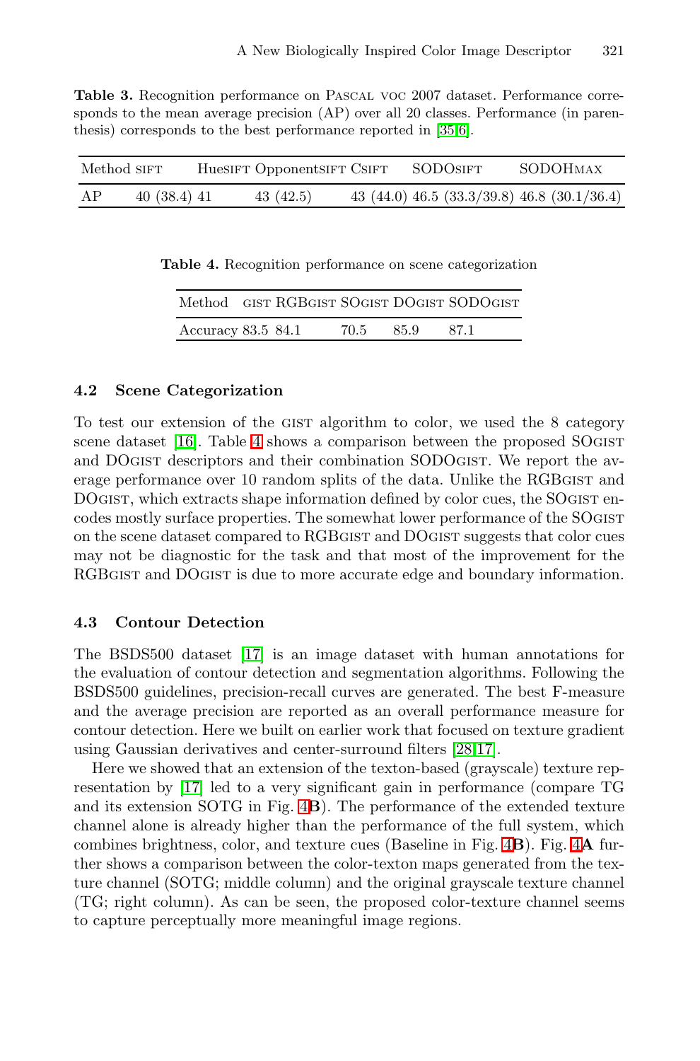**Table 3.** Recognition performance on Pascal voc 2007 dataset. Performance corresponds to the mean average precision (AP) over all 20 classes. Performance (in parenthesis) corresponds to the best performance reported in [35,6].

| Method | sift | Huesift | Opponentsift | Csift | SODOsift | SODOHmax |
|---|---|---|---|---|---|---|
| AP | 40 (38.4) | 41 | 43 (42.5) | 43 (44.0) | 46.5 (33.3/39.8) | 46.8 (30.1/36.4) |

**Table 4.** Recognition performance on scene categorization

| Method | gist | RGBgist | SOgist | DOgist | SODOgist |
|---|---|---|---|---|---|
| Accuracy | 83.5 | 84.1 | 70.5 | 85.9 | 87.1 |

### 4.2 Scene Categorization

To test our extension of the gist algorithm to color, we used the 8 category scene dataset [16]. Table 4 shows a comparison between the proposed SOgist and DOgist descriptors and their combination SODOgist. We report the average performance over 10 random splits of the data. Unlike the RGBgist and DOgist, which extracts shape information defined by color cues, the SOgist encodes mostly surface properties. The somewhat lower performance of the SOgist on the scene dataset compared to RGBgist and DOgist suggests that color cues may not be diagnostic for the task and that most of the improvement for the RGBgist and DOgist is due to more accurate edge and boundary information.

### 4.3 Contour Detection

The BSDS500 dataset [17] is an image dataset with human annotations for the evaluation of contour detection and segmentation algorithms. Following the BSDS500 guidelines, precision-recall curves are generated. The best F-measure and the average precision are reported as an overall performance measure for contour detection. Here we built on earlier work that focused on texture gradient using Gaussian derivatives and center-surround filters [28,17].

Here we showed that an extension of the texton-based (grayscale) texture representation by [17] led to a very significant gain in performance (compare TG and its extension SOTG in Fig. 4**B**). The performance of the extended texture channel alone is already higher than the performance of the full system, which combines brightness, color, and texture cues (Baseline in Fig. 4**B**). Fig. 4**A** further shows a comparison between the color-texton maps generated from the texture channel (SOTG; middle column) and the original grayscale texture channel (TG; right column). As can be seen, the proposed color-texture channel seems to capture perceptually more meaningful image regions.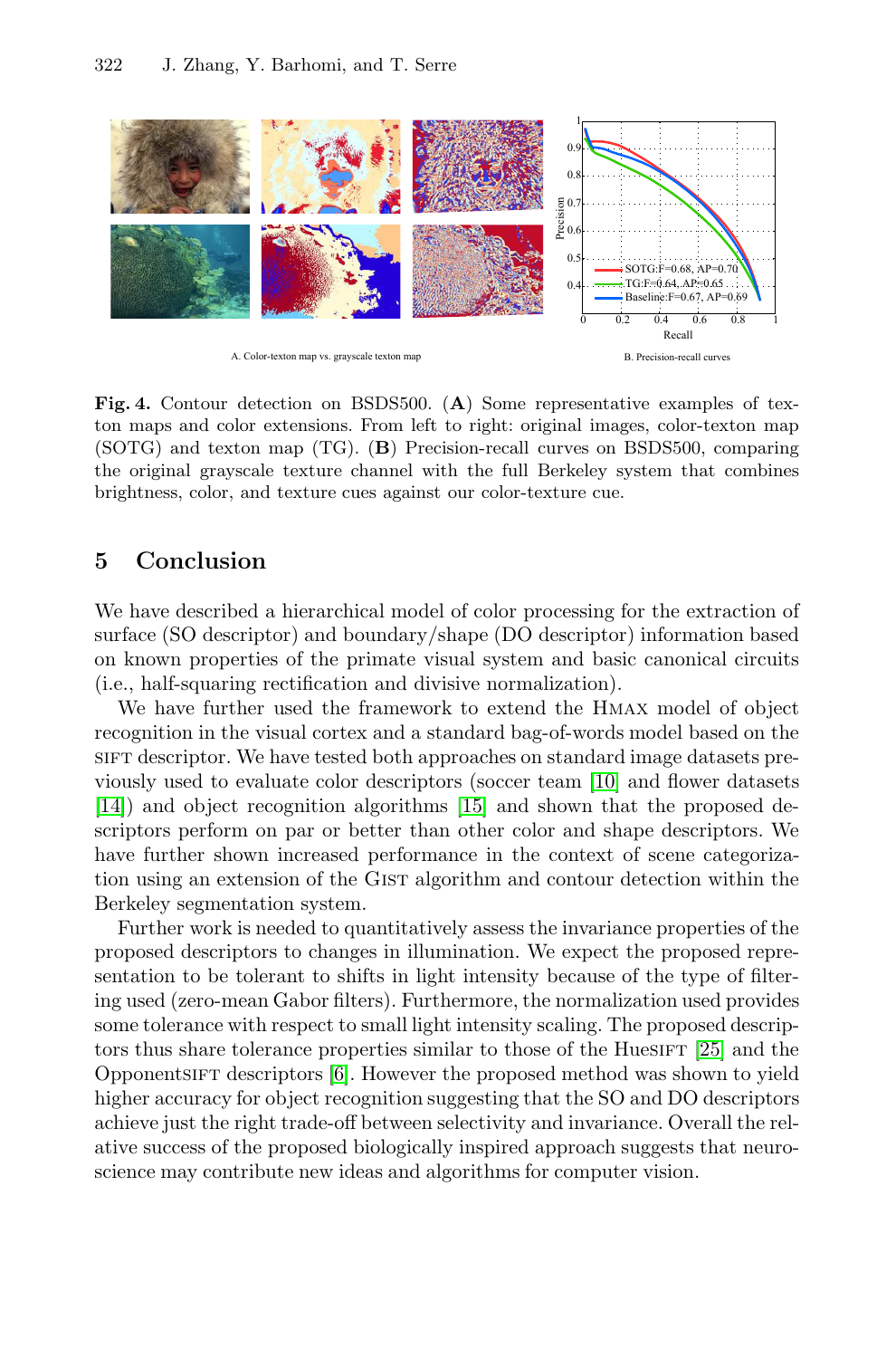**Fig. 4.** Contour detection on BSDS500. (**A**) Some representative examples of texton maps and color extensions. From left to right: original images, color-texton map (SOTG) and texton map (TG). (**B**) Precision-recall curves on BSDS500, comparing the original grayscale texture channel with the full Berkeley system that combines brightness, color, and texture cues against our color-texture cue.

## 5 Conclusion

We have described a hierarchical model of color processing for the extraction of surface (SO descriptor) and boundary/shape (DO descriptor) information based on known properties of the primate visual system and basic canonical circuits (i.e., half-squaring rectification and divisive normalization).

We have further used the framework to extend the HMAX model of object recognition in the visual cortex and a standard bag-of-words model based on the SIFT descriptor. We have tested both approaches on standard image datasets previously used to evaluate color descriptors (soccer team [10] and flower datasets [14]) and object recognition algorithms [15] and shown that the proposed descriptors perform on par or better than other color and shape descriptors. We have further shown increased performance in the context of scene categorization using an extension of the GIST algorithm and contour detection within the Berkeley segmentation system.

Further work is needed to quantitatively assess the invariance properties of the proposed descriptors to changes in illumination. We expect the proposed representation to be tolerant to shifts in light intensity because of the type of filtering used (zero-mean Gabor filters). Furthermore, the normalization used provides some tolerance with respect to small light intensity scaling. The proposed descriptors thus share tolerance properties similar to those of the HueSIFT [25] and the OpponentSIFT descriptors [6]. However the proposed method was shown to yield higher accuracy for object recognition suggesting that the SO and DO descriptors achieve just the right trade-off between selectivity and invariance. Overall the relative success of the proposed biologically inspired approach suggests that neuroscience may contribute new ideas and algorithms for computer vision.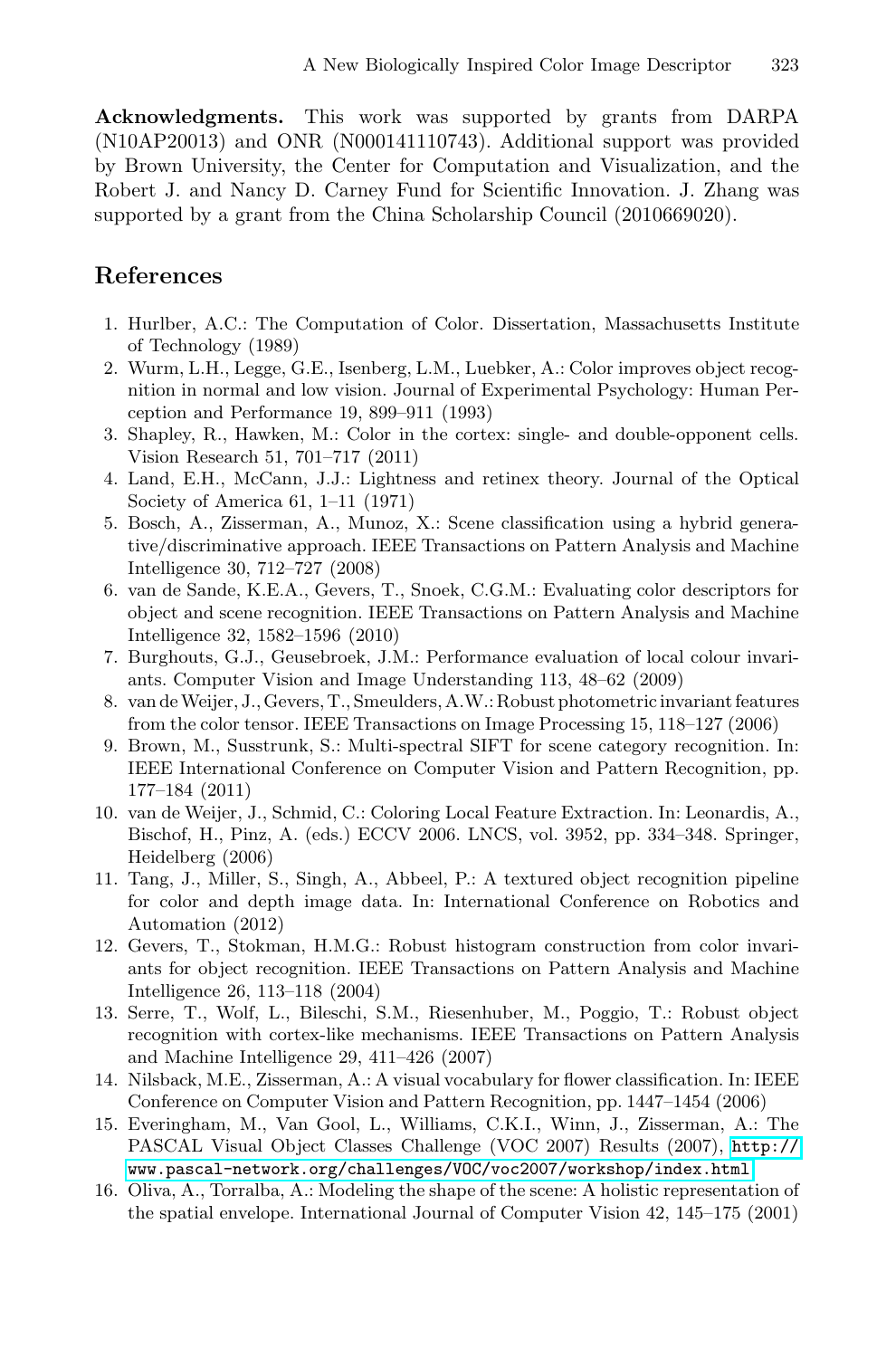**Acknowledgments.** This work was supported by grants from DARPA (N10AP20013) and ONR (N000141110743). Additional support was provided by Brown University, the Center for Computation and Visualization, and the Robert J. and Nancy D. Carney Fund for Scientific Innovation. J. Zhang was supported by a grant from the China Scholarship Council (2010669020).

## References

1. Hurlber, A.C.: The Computation of Color. Dissertation, Massachusetts Institute of Technology (1989)
2. Wurm, L.H., Legge, G.E., Isenberg, L.M., Luebker, A.: Color improves object recognition in normal and low vision. Journal of Experimental Psychology: Human Perception and Performance 19, 899–911 (1993)
3. Shapley, R., Hawken, M.: Color in the cortex: single- and double-opponent cells. Vision Research 51, 701–717 (2011)
4. Land, E.H., McCann, J.J.: Lightness and retinex theory. Journal of the Optical Society of America 61, 1–11 (1971)
5. Bosch, A., Zisserman, A., Munoz, X.: Scene classification using a hybrid generative/discriminative approach. IEEE Transactions on Pattern Analysis and Machine Intelligence 30, 712–727 (2008)
6. van de Sande, K.E.A., Gevers, T., Snoek, C.G.M.: Evaluating color descriptors for object and scene recognition. IEEE Transactions on Pattern Analysis and Machine Intelligence 32, 1582–1596 (2010)
7. Burghouts, G.J., Geusebroek, J.M.: Performance evaluation of local colour invariants. Computer Vision and Image Understanding 113, 48–62 (2009)
8. van de Weijer, J., Gevers, T., Smeulders, A.W.: Robust photometric invariant features from the color tensor. IEEE Transactions on Image Processing 15, 118–127 (2006)
9. Brown, M., Susstrunk, S.: Multi-spectral SIFT for scene category recognition. In: IEEE International Conference on Computer Vision and Pattern Recognition, pp. 177–184 (2011)
10. van de Weijer, J., Schmid, C.: Coloring Local Feature Extraction. In: Leonardis, A., Bischof, H., Pinz, A. (eds.) ECCV 2006. LNCS, vol. 3952, pp. 334–348. Springer, Heidelberg (2006)
11. Tang, J., Miller, S., Singh, A., Abbeel, P.: A textured object recognition pipeline for color and depth image data. In: International Conference on Robotics and Automation (2012)
12. Gevers, T., Stokman, H.M.G.: Robust histogram construction from color invariants for object recognition. IEEE Transactions on Pattern Analysis and Machine Intelligence 26, 113–118 (2004)
13. Serre, T., Wolf, L., Bileschi, S.M., Riesenhuber, M., Poggio, T.: Robust object recognition with cortex-like mechanisms. IEEE Transactions on Pattern Analysis and Machine Intelligence 29, 411–426 (2007)
14. Nilsback, M.E., Zisserman, A.: A visual vocabulary for flower classification. In: IEEE Conference on Computer Vision and Pattern Recognition, pp. 1447–1454 (2006)
15. Everingham, M., Van Gool, L., Williams, C.K.I., Winn, J., Zisserman, A.: The PASCAL Visual Object Classes Challenge (VOC 2007) Results (2007), http://www.pascal-network.org/challenges/VOC/voc2007/workshop/index.html
16. Oliva, A., Torralba, A.: Modeling the shape of the scene: A holistic representation of the spatial envelope. International Journal of Computer Vision 42, 145–175 (2001)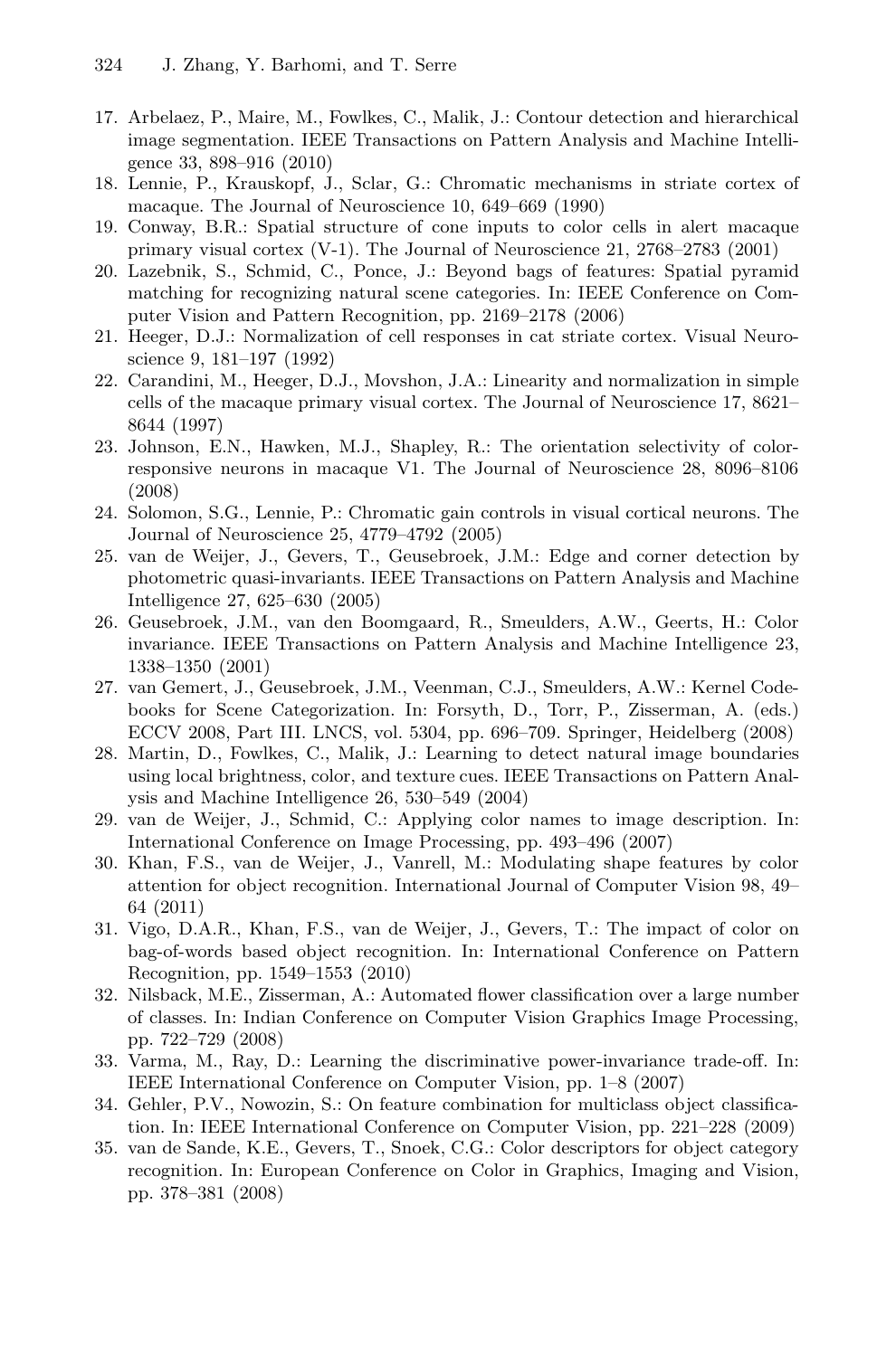17. Arbelaez, P., Maire, M., Fowlkes, C., Malik, J.: Contour detection and hierarchical image segmentation. IEEE Transactions on Pattern Analysis and Machine Intelligence 33, 898–916 (2010)
18. Lennie, P., Krauskopf, J., Sclar, G.: Chromatic mechanisms in striate cortex of macaque. The Journal of Neuroscience 10, 649–669 (1990)
19. Conway, B.R.: Spatial structure of cone inputs to color cells in alert macaque primary visual cortex (V-1). The Journal of Neuroscience 21, 2768–2783 (2001)
20. Lazebnik, S., Schmid, C., Ponce, J.: Beyond bags of features: Spatial pyramid matching for recognizing natural scene categories. In: IEEE Conference on Computer Vision and Pattern Recognition, pp. 2169–2178 (2006)
21. Heeger, D.J.: Normalization of cell responses in cat striate cortex. Visual Neuroscience 9, 181–197 (1992)
22. Carandini, M., Heeger, D.J., Movshon, J.A.: Linearity and normalization in simple cells of the macaque primary visual cortex. The Journal of Neuroscience 17, 8621–8644 (1997)
23. Johnson, E.N., Hawken, M.J., Shapley, R.: The orientation selectivity of color-responsive neurons in macaque V1. The Journal of Neuroscience 28, 8096–8106 (2008)
24. Solomon, S.G., Lennie, P.: Chromatic gain controls in visual cortical neurons. The Journal of Neuroscience 25, 4779–4792 (2005)
25. van de Weijer, J., Gevers, T., Geusebroek, J.M.: Edge and corner detection by photometric quasi-invariants. IEEE Transactions on Pattern Analysis and Machine Intelligence 27, 625–630 (2005)
26. Geusebroek, J.M., van den Boomgaard, R., Smeulders, A.W., Geerts, H.: Color invariance. IEEE Transactions on Pattern Analysis and Machine Intelligence 23, 1338–1350 (2001)
27. van Gemert, J., Geusebroek, J.M., Veenman, C.J., Smeulders, A.W.: Kernel Codebooks for Scene Categorization. In: Forsyth, D., Torr, P., Zisserman, A. (eds.) ECCV 2008, Part III. LNCS, vol. 5304, pp. 696–709. Springer, Heidelberg (2008)
28. Martin, D., Fowlkes, C., Malik, J.: Learning to detect natural image boundaries using local brightness, color, and texture cues. IEEE Transactions on Pattern Analysis and Machine Intelligence 26, 530–549 (2004)
29. van de Weijer, J., Schmid, C.: Applying color names to image description. In: International Conference on Image Processing, pp. 493–496 (2007)
30. Khan, F.S., van de Weijer, J., Vanrell, M.: Modulating shape features by color attention for object recognition. International Journal of Computer Vision 98, 49–64 (2011)
31. Vigo, D.A.R., Khan, F.S., van de Weijer, J., Gevers, T.: The impact of color on bag-of-words based object recognition. In: International Conference on Pattern Recognition, pp. 1549–1553 (2010)
32. Nilsback, M.E., Zisserman, A.: Automated flower classification over a large number of classes. In: Indian Conference on Computer Vision Graphics Image Processing, pp. 722–729 (2008)
33. Varma, M., Ray, D.: Learning the discriminative power-invariance trade-off. In: IEEE International Conference on Computer Vision, pp. 1–8 (2007)
34. Gehler, P.V., Nowozin, S.: On feature combination for multiclass object classification. In: IEEE International Conference on Computer Vision, pp. 221–228 (2009)
35. van de Sande, K.E., Gevers, T., Snoek, C.G.: Color descriptors for object category recognition. In: European Conference on Color in Graphics, Imaging and Vision, pp. 378–381 (2008)